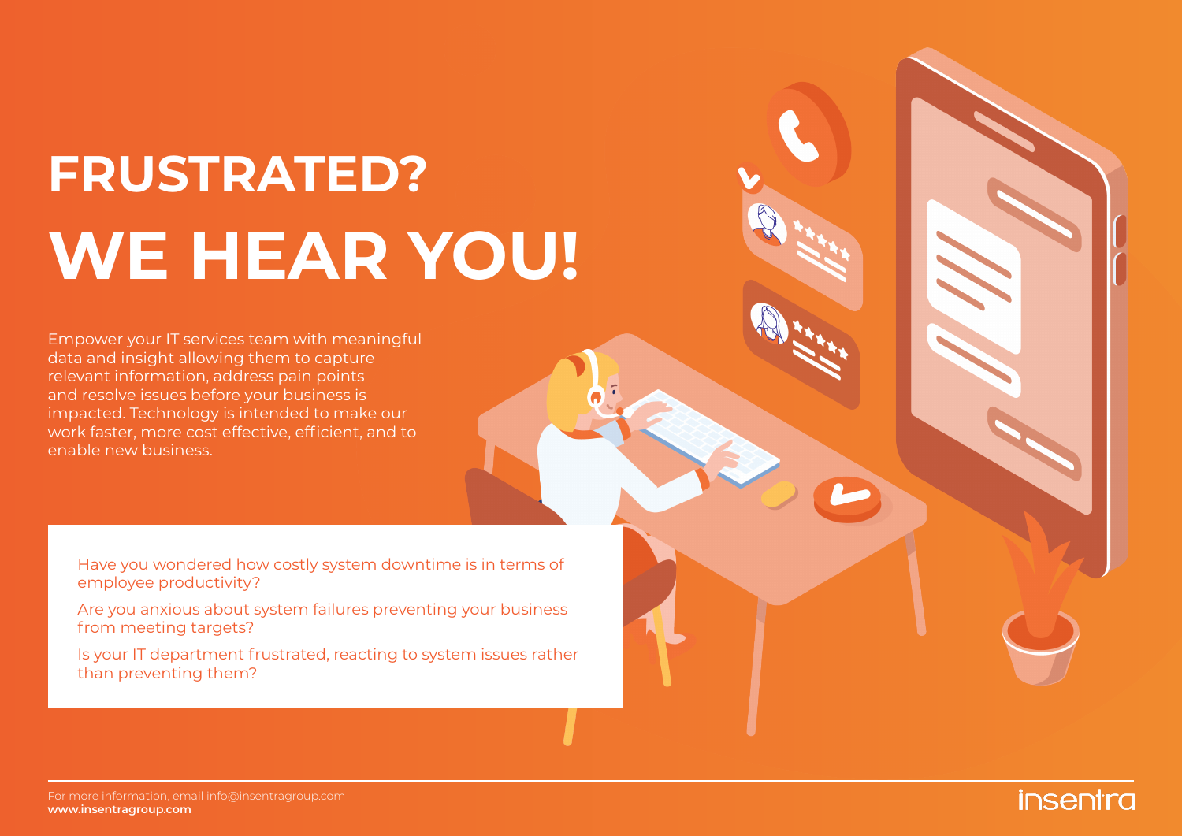# FRUSTRATED?

# WE HEAR YOU!

Empower your IT services team with meaningful data and insight allowing them to capture relevant information, address pain points and resolve issues before your business is impacted. Technology is intended to make our work faster, more cost effective, efficient, and to enable new business.

Have you wondered how costly system downtime is in terms of employee productivity?

Are you anxious about system failures preventing your business from meeting targets?

Is your IT department frustrated, reacting to system issues rather than preventing them?

For more information, email info@insentragroup.com
**www.insentragroup.com**

insentra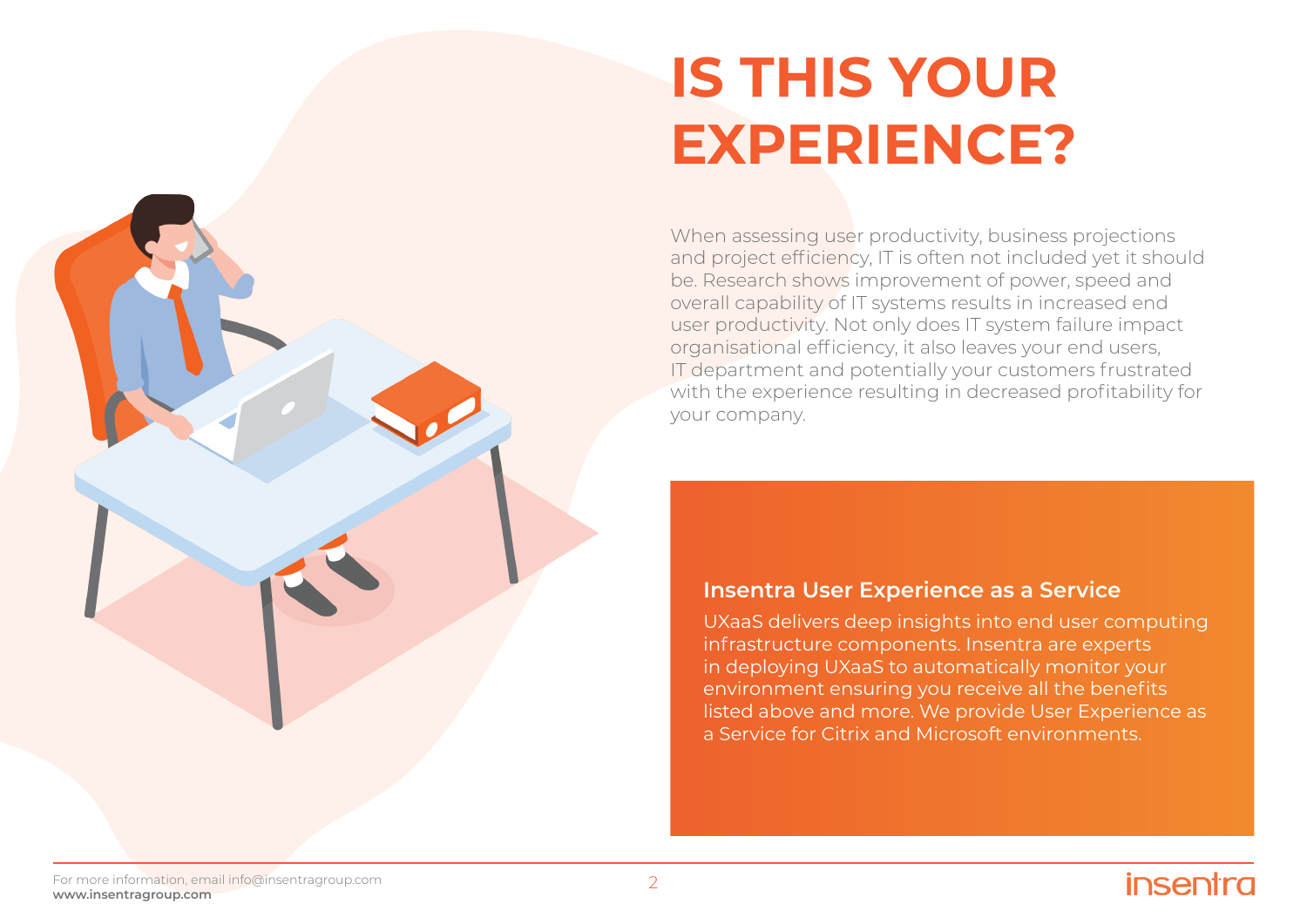# IS THIS YOUR EXPERIENCE?

When assessing user productivity, business projections and project efficiency, IT is often not included yet it should be. Research shows improvement of power, speed and overall capability of IT systems results in increased end user productivity. Not only does IT system failure impact organisational efficiency, it also leaves your end users, IT department and potentially your customers frustrated with the experience resulting in decreased profitability for your company.

### Insentra User Experience as a Service

UXaaS delivers deep insights into end user computing infrastructure components. Insentra are experts in deploying UXaaS to automatically monitor your environment ensuring you receive all the benefits listed above and more. We provide User Experience as a Service for Citrix and Microsoft environments.

For more information, email info@insentragroup.com
**www.insentragroup.com**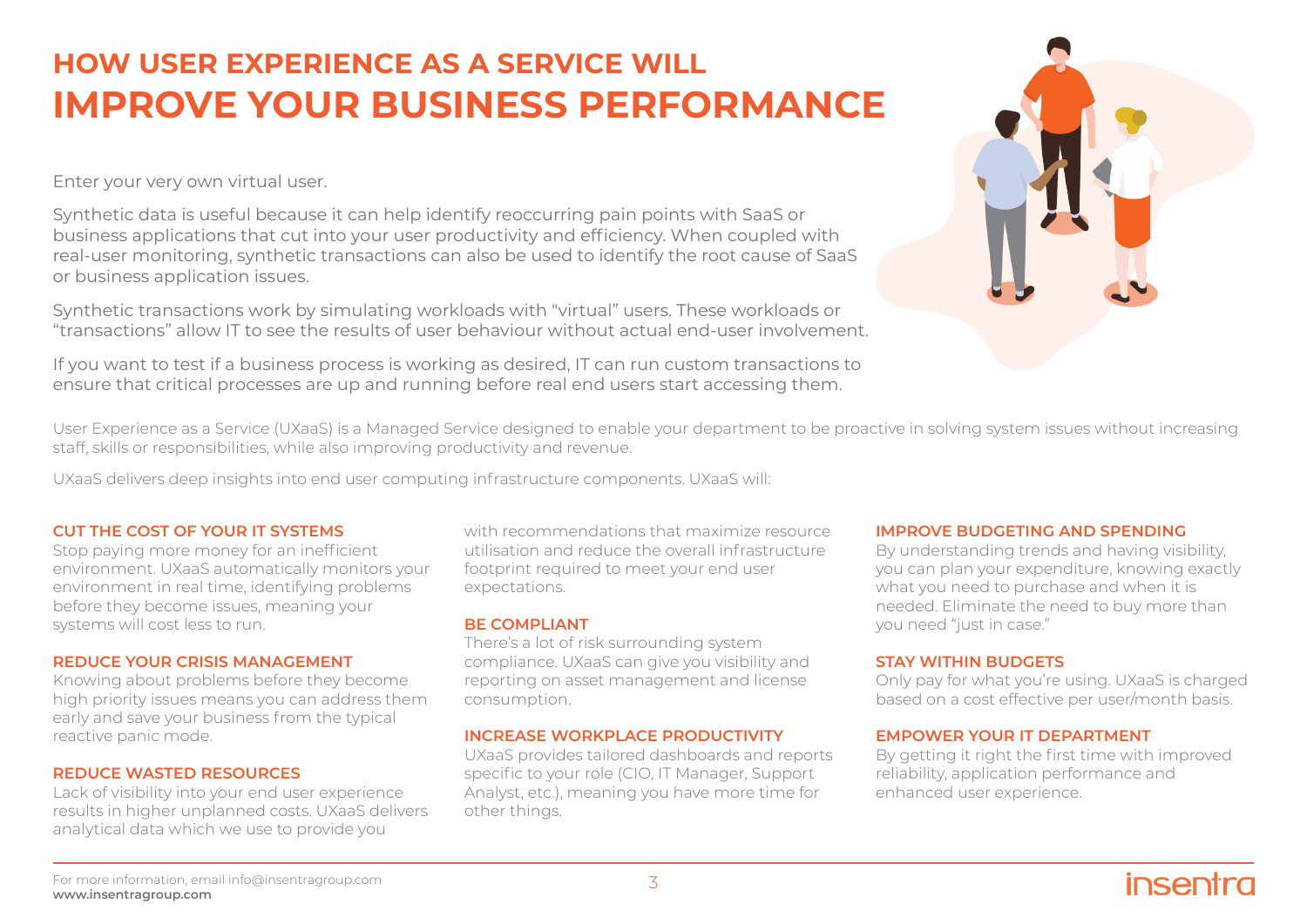# HOW USER EXPERIENCE AS A SERVICE WILL IMPROVE YOUR BUSINESS PERFORMANCE

Enter your very own virtual user.

Synthetic data is useful because it can help identify reoccurring pain points with SaaS or business applications that cut into your user productivity and efficiency. When coupled with real-user monitoring, synthetic transactions can also be used to identify the root cause of SaaS or business application issues.

Synthetic transactions work by simulating workloads with "virtual" users. These workloads or "transactions" allow IT to see the results of user behaviour without actual end-user involvement.

If you want to test if a business process is working as desired, IT can run custom transactions to ensure that critical processes are up and running before real end users start accessing them.

User Experience as a Service (UXaaS) is a Managed Service designed to enable your department to be proactive in solving system issues without increasing staff, skills or responsibilities, while also improving productivity and revenue.

UXaaS delivers deep insights into end user computing infrastructure components. UXaaS will:

### CUT THE COST OF YOUR IT SYSTEMS

Stop paying more money for an inefficient environment. UXaaS automatically monitors your environment in real time, identifying problems before they become issues, meaning your systems will cost less to run.

### REDUCE YOUR CRISIS MANAGEMENT

Knowing about problems before they become high priority issues means you can address them early and save your business from the typical reactive panic mode.

### REDUCE WASTED RESOURCES

Lack of visibility into your end user experience results in higher unplanned costs. UXaaS delivers analytical data which we use to provide you with recommendations that maximize resource utilisation and reduce the overall infrastructure footprint required to meet your end user expectations.

### BE COMPLIANT

There's a lot of risk surrounding system compliance. UXaaS can give you visibility and reporting on asset management and license consumption.

### INCREASE WORKPLACE PRODUCTIVITY

UXaaS provides tailored dashboards and reports specific to your role (CIO, IT Manager, Support Analyst, etc.), meaning you have more time for other things.

### IMPROVE BUDGETING AND SPENDING

By understanding trends and having visibility, you can plan your expenditure, knowing exactly what you need to purchase and when it is needed. Eliminate the need to buy more than you need "just in case."

### STAY WITHIN BUDGETS

Only pay for what you're using. UXaaS is charged based on a cost effective per user/month basis.

### EMPOWER YOUR IT DEPARTMENT

By getting it right the first time with improved reliability, application performance and enhanced user experience.

For more information, email info@insentragroup.com
**www.insentragroup.com**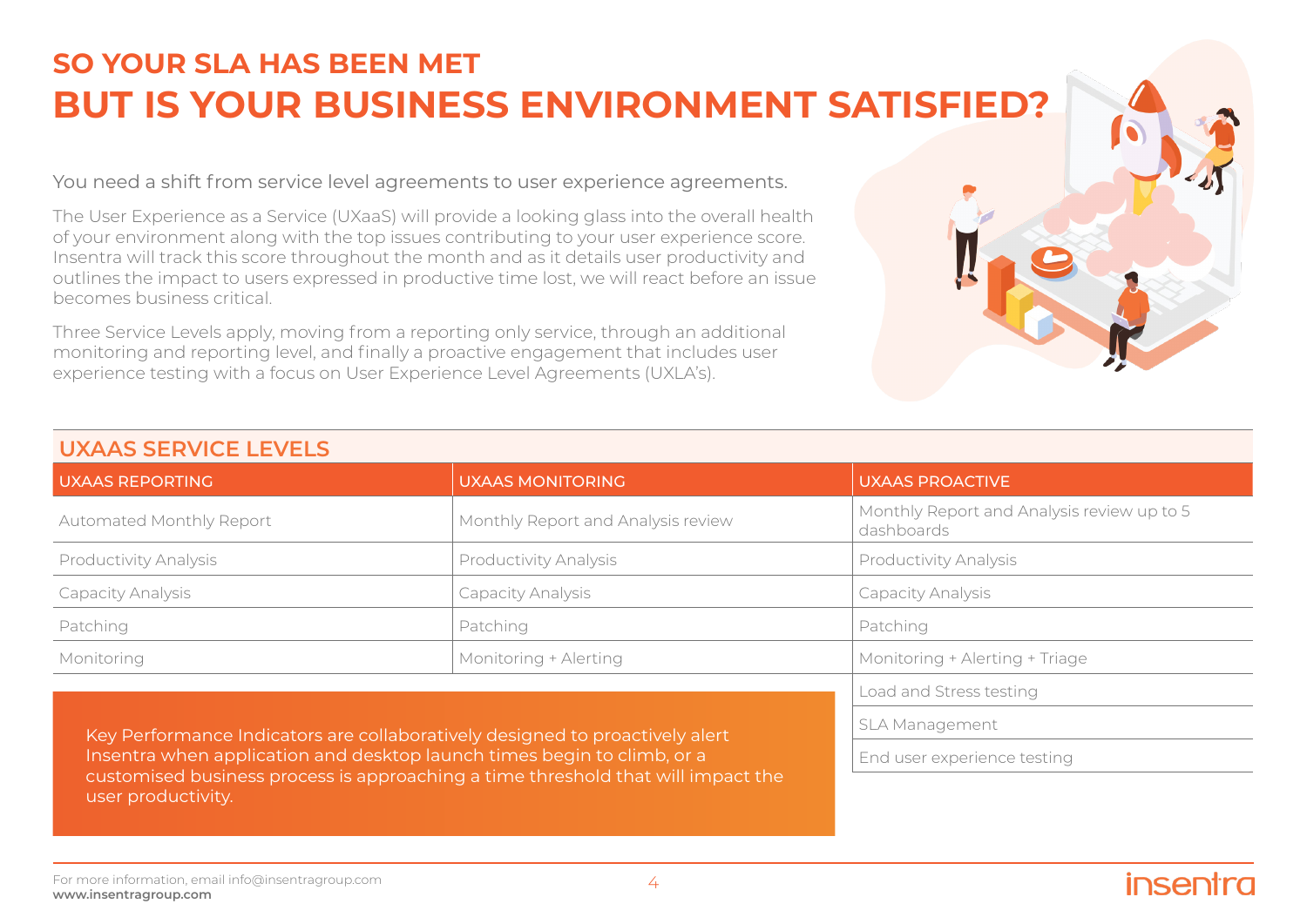# SO YOUR SLA HAS BEEN MET
# BUT IS YOUR BUSINESS ENVIRONMENT SATISFIED?

You need a shift from service level agreements to user experience agreements.

The User Experience as a Service (UXaaS) will provide a looking glass into the overall health of your environment along with the top issues contributing to your user experience score. Insentra will track this score throughout the month and as it details user productivity and outlines the impact to users expressed in productive time lost, we will react before an issue becomes business critical.

Three Service Levels apply, moving from a reporting only service, through an additional monitoring and reporting level, and finally a proactive engagement that includes user experience testing with a focus on User Experience Level Agreements (UXLA's).

## UXAAS SERVICE LEVELS

| UXAAS REPORTING | UXAAS MONITORING | UXAAS PROACTIVE |
|---|---|---|
| Automated Monthly Report | Monthly Report and Analysis review | Monthly Report and Analysis review up to 5 dashboards |
| Productivity Analysis | Productivity Analysis | Productivity Analysis |
| Capacity Analysis | Capacity Analysis | Capacity Analysis |
| Patching | Patching | Patching |
| Monitoring | Monitoring + Alerting | Monitoring + Alerting + Triage |
| | | Load and Stress testing |
| | | SLA Management |
| | | End user experience testing |

Key Performance Indicators are collaboratively designed to proactively alert Insentra when application and desktop launch times begin to climb, or a customised business process is approaching a time threshold that will impact the user productivity.

For more information, email info@insentragroup.com
**www.insentragroup.com**